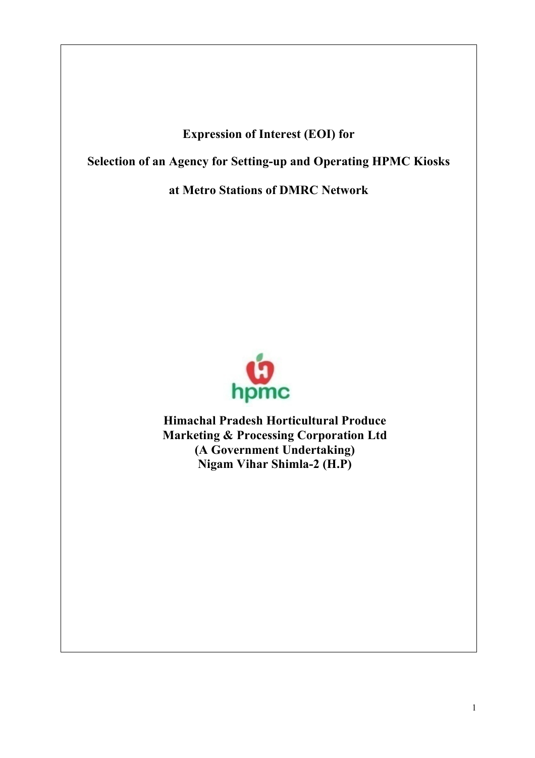# Expression of Interest (EOI) for

# Selection of an Agency for Setting-up and Operating HPMC Kiosks

# at Metro Stations of DMRC Network

**Himachal Pradesh Horticultural Produce**
**Marketing & Processing Corporation Ltd**
**(A Government Undertaking)**
**Nigam Vihar Shimla-2 (H.P)**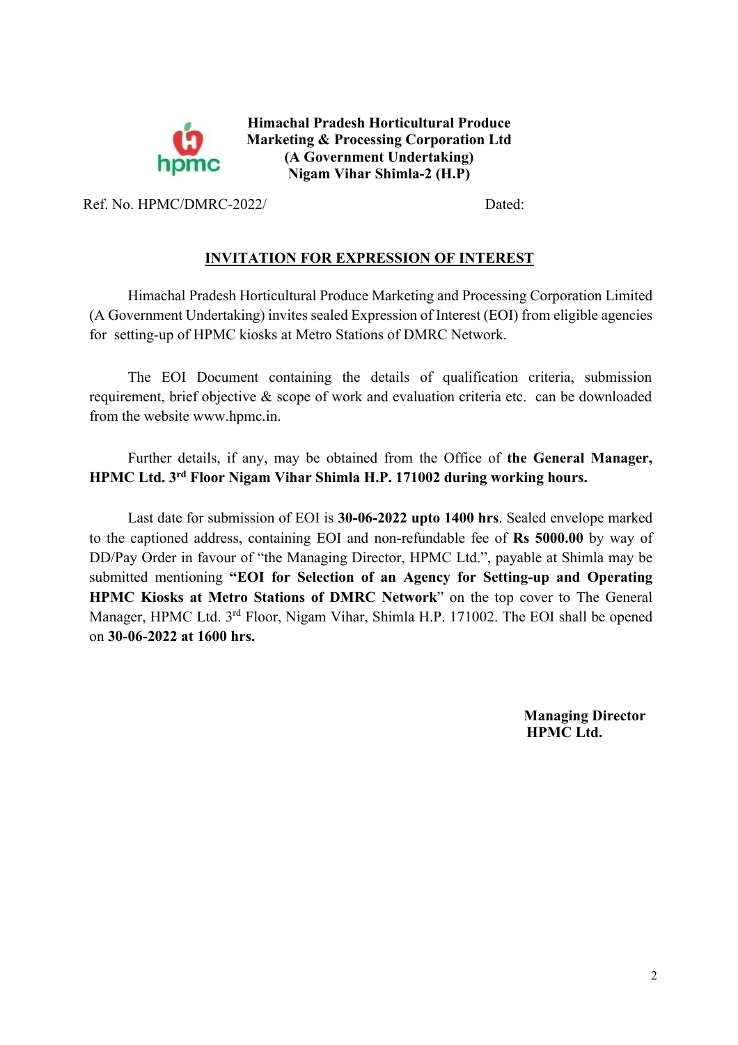**Himachal Pradesh Horticultural Produce Marketing & Processing Corporation Ltd**
**(A Government Undertaking)**
**Nigam Vihar Shimla-2 (H.P)**

Ref. No. HPMC/DMRC-2022/ Dated:

## INVITATION FOR EXPRESSION OF INTEREST

Himachal Pradesh Horticultural Produce Marketing and Processing Corporation Limited (A Government Undertaking) invites sealed Expression of Interest (EOI) from eligible agencies for setting-up of HPMC kiosks at Metro Stations of DMRC Network.

The EOI Document containing the details of qualification criteria, submission requirement, brief objective & scope of work and evaluation criteria etc. can be downloaded from the website www.hpmc.in.

Further details, if any, may be obtained from the Office of **the General Manager, HPMC Ltd. 3rd Floor Nigam Vihar Shimla H.P. 171002 during working hours.**

Last date for submission of EOI is **30-06-2022 upto 1400 hrs**. Sealed envelope marked to the captioned address, containing EOI and non-refundable fee of **Rs 5000.00** by way of DD/Pay Order in favour of "the Managing Director, HPMC Ltd.", payable at Shimla may be submitted mentioning **"EOI for Selection of an Agency for Setting-up and Operating HPMC Kiosks at Metro Stations of DMRC Network**" on the top cover to The General Manager, HPMC Ltd. 3rd Floor, Nigam Vihar, Shimla H.P. 171002. The EOI shall be opened on **30-06-2022 at 1600 hrs.**

**Managing Director**
**HPMC Ltd.**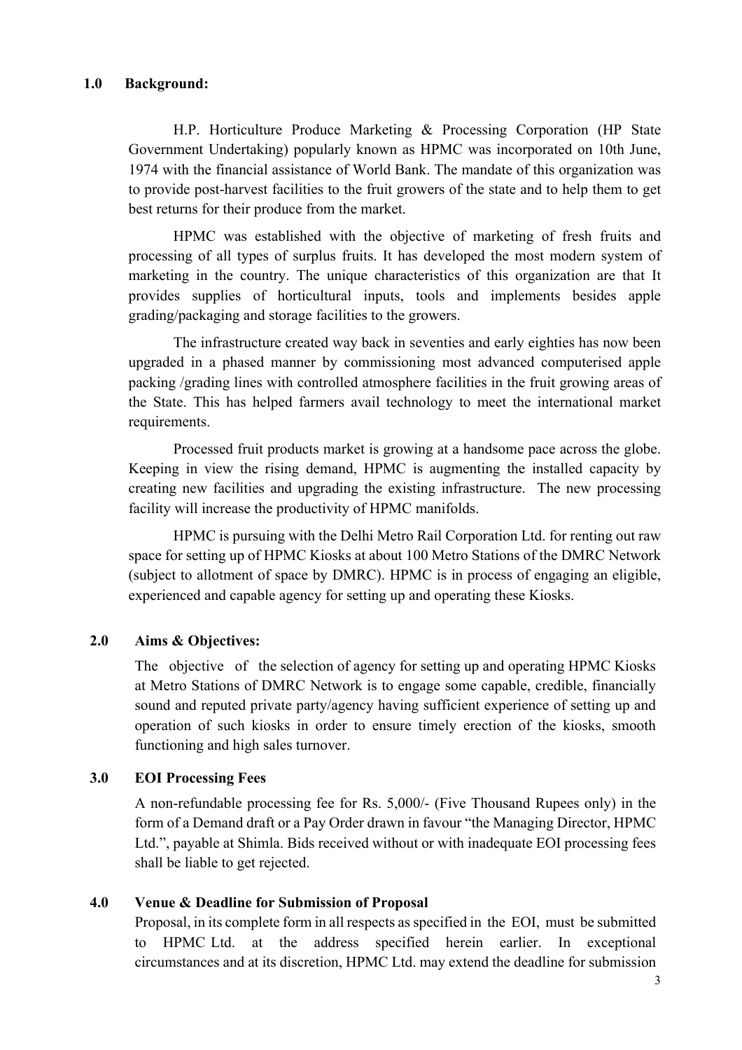## 1.0 Background:

H.P. Horticulture Produce Marketing & Processing Corporation (HP State Government Undertaking) popularly known as HPMC was incorporated on 10th June, 1974 with the financial assistance of World Bank. The mandate of this organization was to provide post-harvest facilities to the fruit growers of the state and to help them to get best returns for their produce from the market.

HPMC was established with the objective of marketing of fresh fruits and processing of all types of surplus fruits. It has developed the most modern system of marketing in the country. The unique characteristics of this organization are that It provides supplies of horticultural inputs, tools and implements besides apple grading/packaging and storage facilities to the growers.

The infrastructure created way back in seventies and early eighties has now been upgraded in a phased manner by commissioning most advanced computerised apple packing /grading lines with controlled atmosphere facilities in the fruit growing areas of the State. This has helped farmers avail technology to meet the international market requirements.

Processed fruit products market is growing at a handsome pace across the globe. Keeping in view the rising demand, HPMC is augmenting the installed capacity by creating new facilities and upgrading the existing infrastructure. The new processing facility will increase the productivity of HPMC manifolds.

HPMC is pursuing with the Delhi Metro Rail Corporation Ltd. for renting out raw space for setting up of HPMC Kiosks at about 100 Metro Stations of the DMRC Network (subject to allotment of space by DMRC). HPMC is in process of engaging an eligible, experienced and capable agency for setting up and operating these Kiosks.

## 2.0 Aims & Objectives:

The objective of the selection of agency for setting up and operating HPMC Kiosks at Metro Stations of DMRC Network is to engage some capable, credible, financially sound and reputed private party/agency having sufficient experience of setting up and operation of such kiosks in order to ensure timely erection of the kiosks, smooth functioning and high sales turnover.

## 3.0 EOI Processing Fees

A non-refundable processing fee for Rs. 5,000/- (Five Thousand Rupees only) in the form of a Demand draft or a Pay Order drawn in favour "the Managing Director, HPMC Ltd.", payable at Shimla. Bids received without or with inadequate EOI processing fees shall be liable to get rejected.

## 4.0 Venue & Deadline for Submission of Proposal

Proposal, in its complete form in all respects as specified in the EOI, must be submitted to HPMC Ltd. at the address specified herein earlier. In exceptional circumstances and at its discretion, HPMC Ltd. may extend the deadline for submission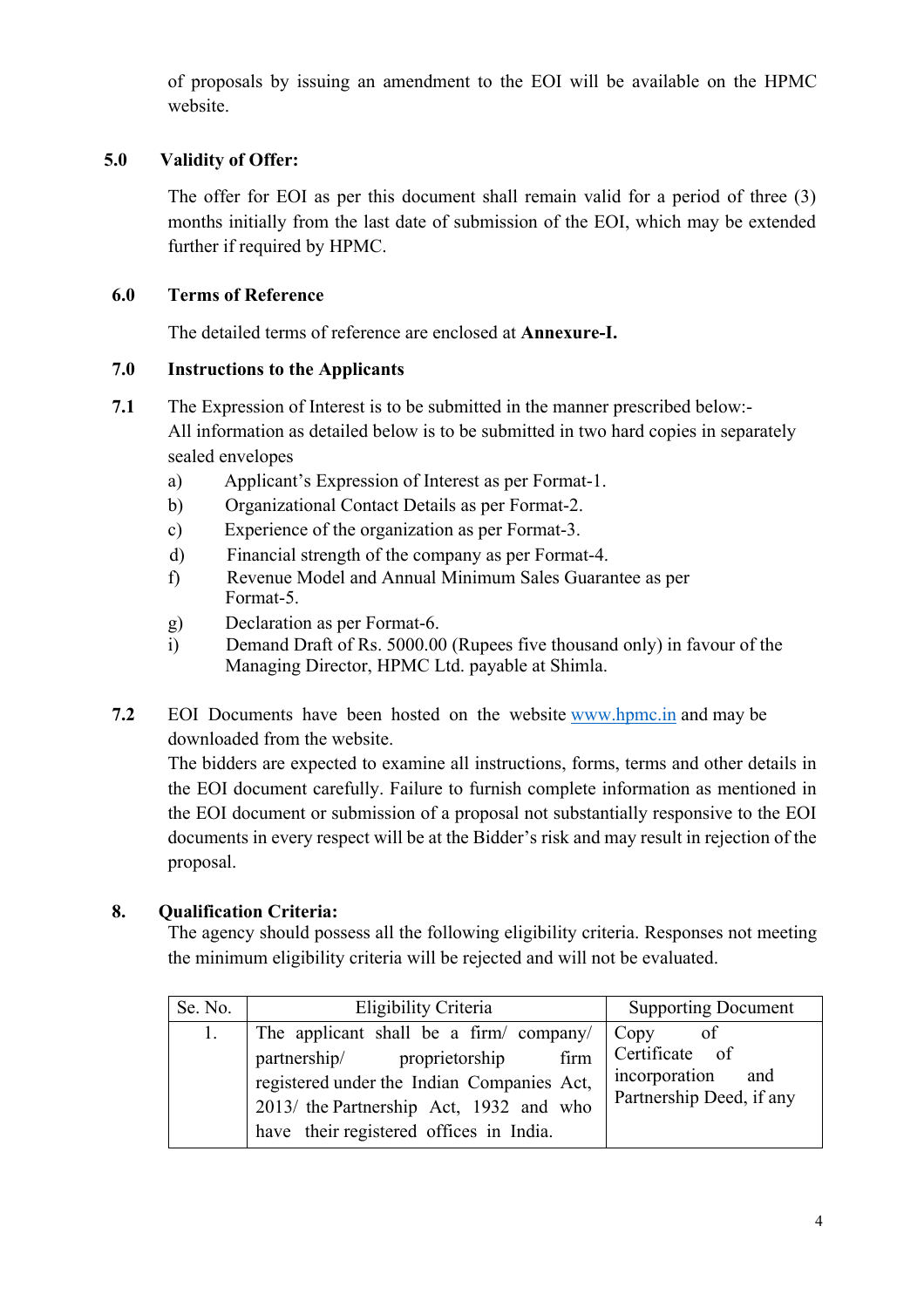of proposals by issuing an amendment to the EOI will be available on the HPMC website.

## 5.0 Validity of Offer:

The offer for EOI as per this document shall remain valid for a period of three (3) months initially from the last date of submission of the EOI, which may be extended further if required by HPMC.

## 6.0 Terms of Reference

The detailed terms of reference are enclosed at **Annexure-I.**

## 7.0 Instructions to the Applicants

**7.1** The Expression of Interest is to be submitted in the manner prescribed below:-
All information as detailed below is to be submitted in two hard copies in separately sealed envelopes

- a) Applicant's Expression of Interest as per Format-1.
- b) Organizational Contact Details as per Format-2.
- c) Experience of the organization as per Format-3.
- d) Financial strength of the company as per Format-4.
- f) Revenue Model and Annual Minimum Sales Guarantee as per Format-5.
- g) Declaration as per Format-6.
- i) Demand Draft of Rs. 5000.00 (Rupees five thousand only) in favour of the Managing Director, HPMC Ltd. payable at Shimla.

**7.2** EOI Documents have been hosted on the website [www.hpmc.in](http://www.hpmc.in) and may be downloaded from the website.
The bidders are expected to examine all instructions, forms, terms and other details in the EOI document carefully. Failure to furnish complete information as mentioned in the EOI document or submission of a proposal not substantially responsive to the EOI documents in every respect will be at the Bidder's risk and may result in rejection of the proposal.

## 8. Qualification Criteria:

The agency should possess all the following eligibility criteria. Responses not meeting the minimum eligibility criteria will be rejected and will not be evaluated.

| Se. No. | Eligibility Criteria | Supporting Document |
|---|---|---|
| 1. | The applicant shall be a firm/ company/ partnership/ proprietorship firm registered under the Indian Companies Act, 2013/ the Partnership Act, 1932 and who have their registered offices in India. | Copy of Certificate of incorporation and Partnership Deed, if any |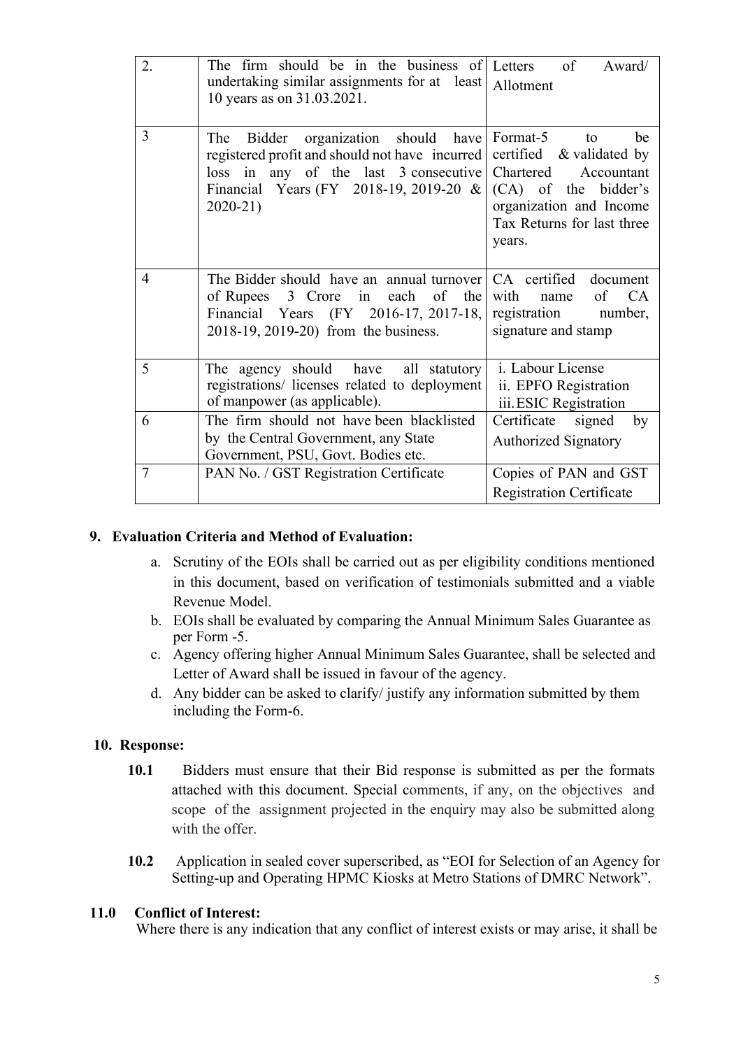| | | |
|---|---|---|
| 2. | The firm should be in the business of undertaking similar assignments for at least 10 years as on 31.03.2021. | Letters of Award/ Allotment |
| 3 | The Bidder organization should have registered profit and should not have incurred loss in any of the last 3 consecutive Financial Years (FY 2018-19, 2019-20 & 2020-21) | Format-5 to be certified & validated by Chartered Accountant (CA) of the bidder's organization and Income Tax Returns for last three years. |
| 4 | The Bidder should have an annual turnover of Rupees 3 Crore in each of the Financial Years (FY 2016-17, 2017-18, 2018-19, 2019-20) from the business. | CA certified document with name of CA registration number, signature and stamp |
| 5 | The agency should have all statutory registrations/ licenses related to deployment of manpower (as applicable). | i. Labour License<br>ii. EPFO Registration<br>iii. ESIC Registration |
| 6 | The firm should not have been blacklisted by the Central Government, any State Government, PSU, Govt. Bodies etc. | Certificate signed by Authorized Signatory |
| 7 | PAN No. / GST Registration Certificate | Copies of PAN and GST Registration Certificate |

## 9. Evaluation Criteria and Method of Evaluation:

a. Scrutiny of the EOIs shall be carried out as per eligibility conditions mentioned in this document, based on verification of testimonials submitted and a viable Revenue Model.

b. EOIs shall be evaluated by comparing the Annual Minimum Sales Guarantee as per Form -5.

c. Agency offering higher Annual Minimum Sales Guarantee, shall be selected and Letter of Award shall be issued in favour of the agency.

d. Any bidder can be asked to clarify/ justify any information submitted by them including the Form-6.

## 10. Response:

**10.1** Bidders must ensure that their Bid response is submitted as per the formats attached with this document. Special comments, if any, on the objectives and scope of the assignment projected in the enquiry may also be submitted along with the offer.

**10.2** Application in sealed cover superscribed, as "EOI for Selection of an Agency for Setting-up and Operating HPMC Kiosks at Metro Stations of DMRC Network".

## 11.0 Conflict of Interest:

Where there is any indication that any conflict of interest exists or may arise, it shall be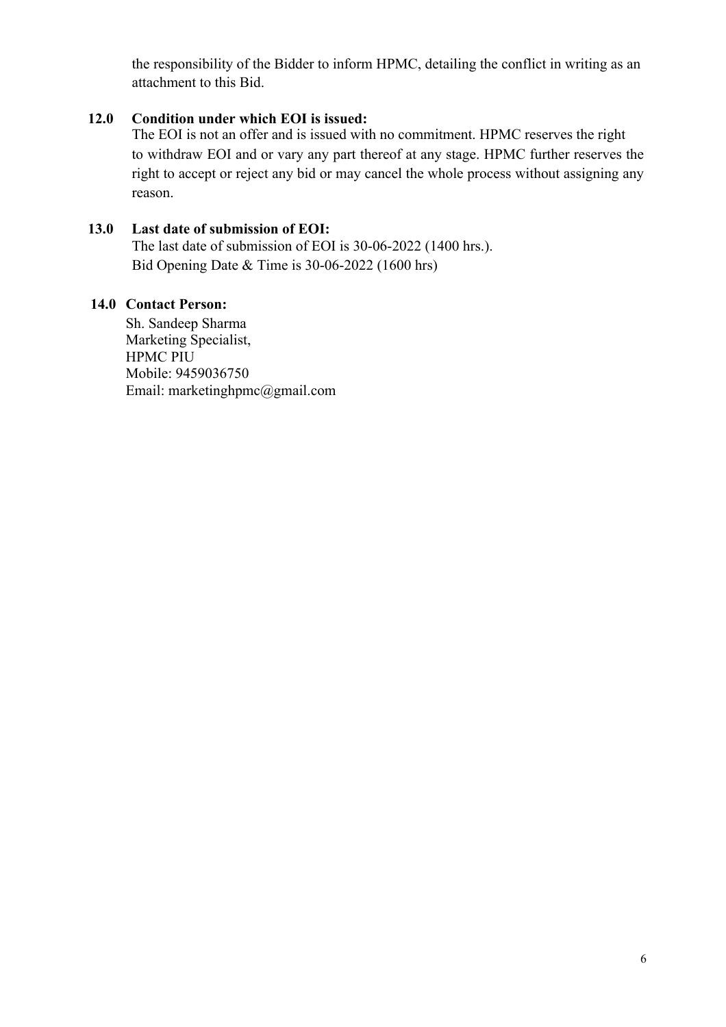the responsibility of the Bidder to inform HPMC, detailing the conflict in writing as an attachment to this Bid.

**12.0 Condition under which EOI is issued:**

The EOI is not an offer and is issued with no commitment. HPMC reserves the right to withdraw EOI and or vary any part thereof at any stage. HPMC further reserves the right to accept or reject any bid or may cancel the whole process without assigning any reason.

**13.0 Last date of submission of EOI:**

The last date of submission of EOI is 30-06-2022 (1400 hrs.).
Bid Opening Date & Time is 30-06-2022 (1600 hrs)

**14.0 Contact Person:**

Sh. Sandeep Sharma
Marketing Specialist,
HPMC PIU
Mobile: 9459036750
Email: marketinghpmc@gmail.com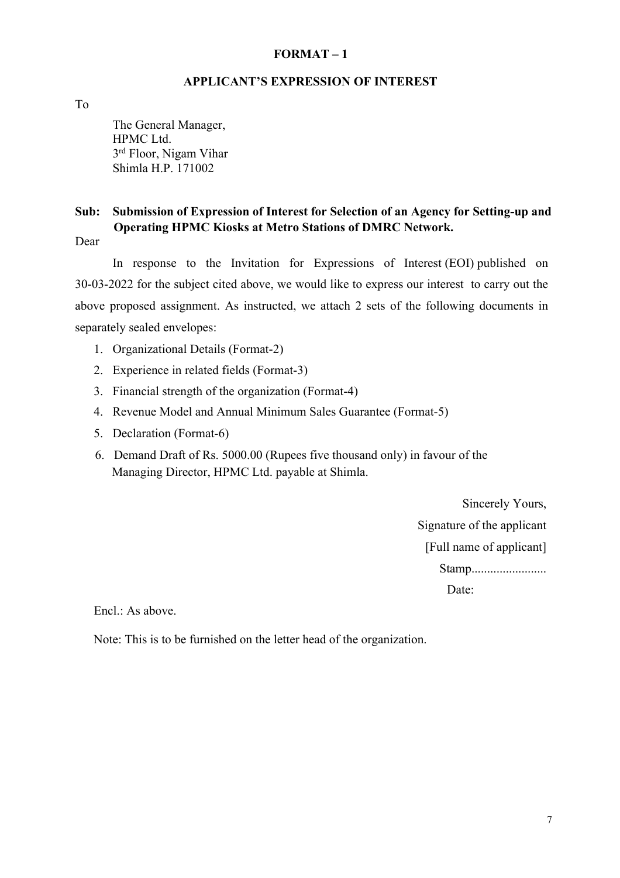**FORMAT – 1**

**APPLICANT'S EXPRESSION OF INTEREST**

To

The General Manager,
HPMC Ltd.
3rd Floor, Nigam Vihar
Shimla H.P. 171002

**Sub: Submission of Expression of Interest for Selection of an Agency for Setting-up and Operating HPMC Kiosks at Metro Stations of DMRC Network.**

Dear

In response to the Invitation for Expressions of Interest (EOI) published on 30-03-2022 for the subject cited above, we would like to express our interest to carry out the above proposed assignment. As instructed, we attach 2 sets of the following documents in separately sealed envelopes:

1. Organizational Details (Format-2)
2. Experience in related fields (Format-3)
3. Financial strength of the organization (Format-4)
4. Revenue Model and Annual Minimum Sales Guarantee (Format-5)
5. Declaration (Format-6)
6. Demand Draft of Rs. 5000.00 (Rupees five thousand only) in favour of the Managing Director, HPMC Ltd. payable at Shimla.

Sincerely Yours,
Signature of the applicant
[Full name of applicant]
Stamp.......................
Date:

Encl.: As above.

Note: This is to be furnished on the letter head of the organization.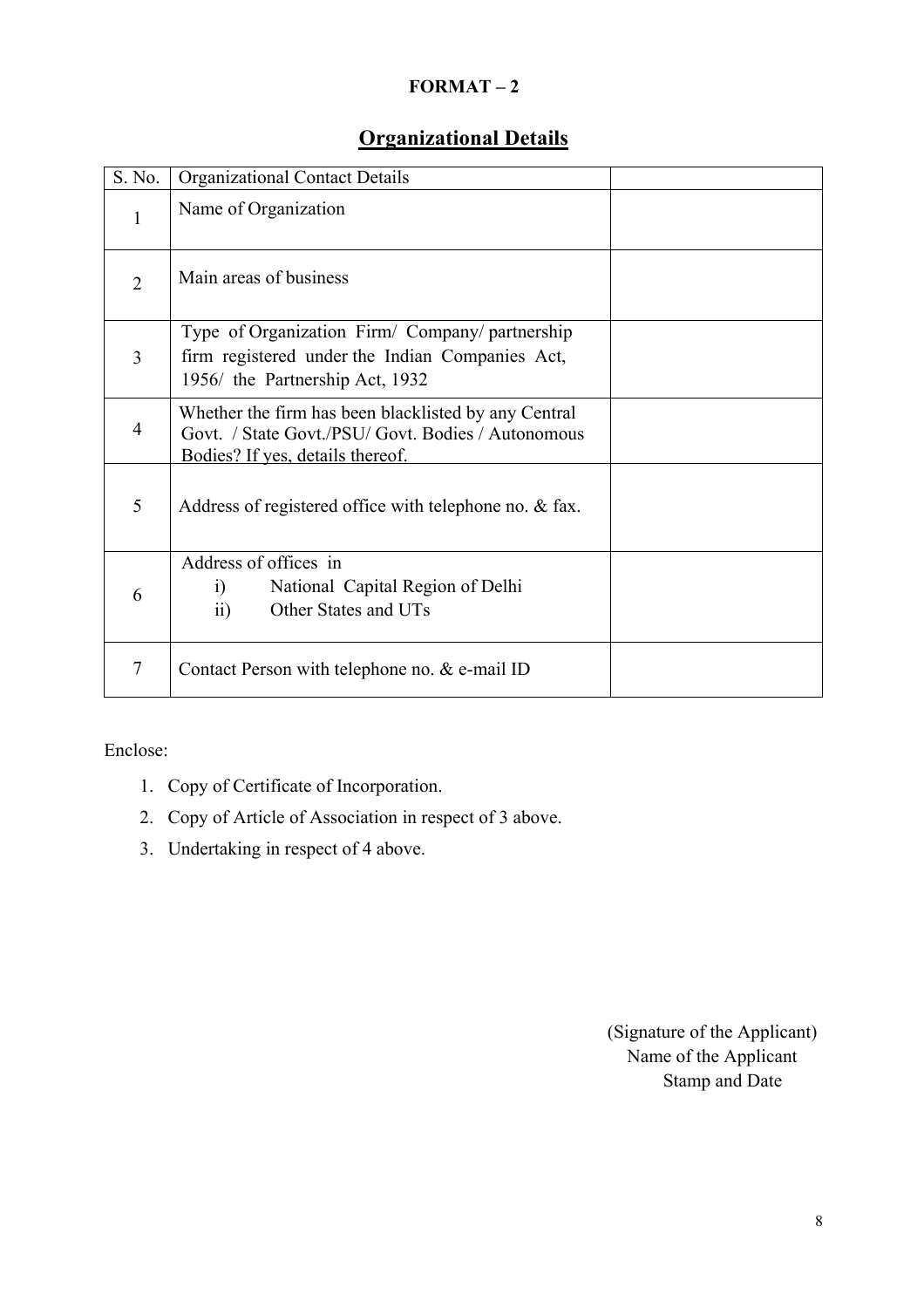**FORMAT – 2**

## Organizational Details

| S. No. | Organizational Contact Details | |
|---|---|---|
| 1 | Name of Organization | |
| 2 | Main areas of business | |
| 3 | Type of Organization Firm/ Company/ partnership firm registered under the Indian Companies Act, 1956/ the Partnership Act, 1932 | |
| 4 | Whether the firm has been blacklisted by any Central Govt. / State Govt./PSU/ Govt. Bodies / Autonomous Bodies? If yes, details thereof. | |
| 5 | Address of registered office with telephone no. & fax. | |
| 6 | Address of offices in<br>i) National Capital Region of Delhi<br>ii) Other States and UTs | |
| 7 | Contact Person with telephone no. & e-mail ID | |

Enclose:

1. Copy of Certificate of Incorporation.
2. Copy of Article of Association in respect of 3 above.
3. Undertaking in respect of 4 above.

(Signature of the Applicant)
Name of the Applicant
Stamp and Date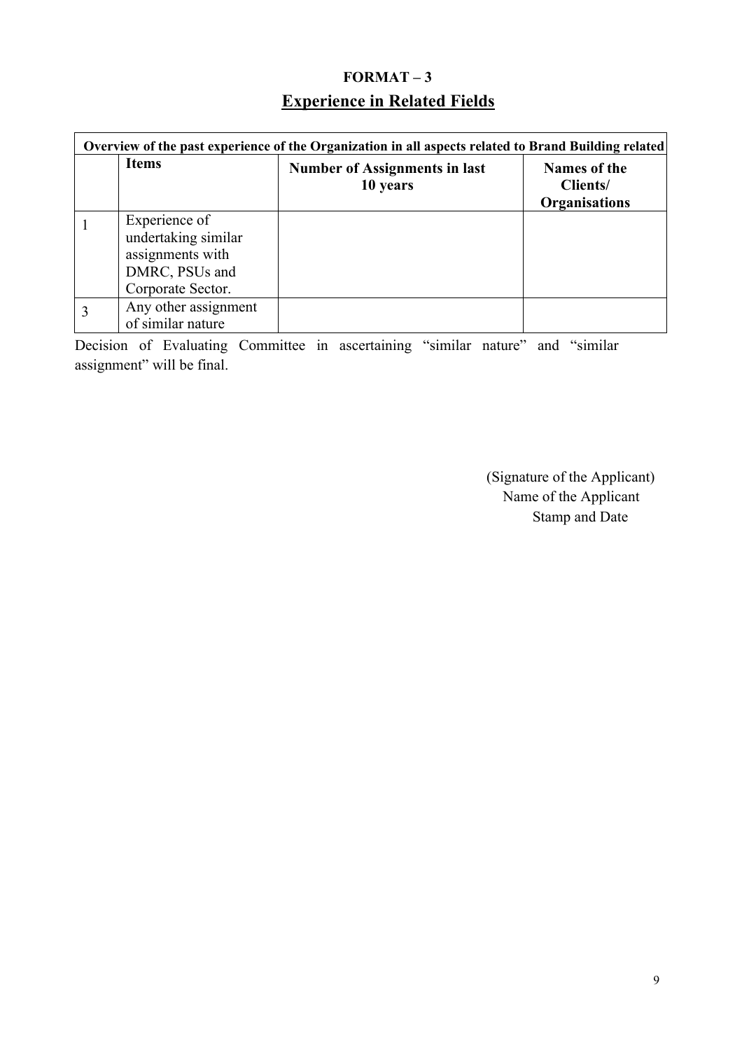# FORMAT – 3

## Experience in Related Fields

| Overview of the past experience of the Organization in all aspects related to Brand Building related | | | |
|---|---|---|---|
| | **Items** | **Number of Assignments in last 10 years** | **Names of the Clients/ Organisations** |
| 1 | Experience of undertaking similar assignments with DMRC, PSUs and Corporate Sector. | | |
| 3 | Any other assignment of similar nature | | |

Decision of Evaluating Committee in ascertaining "similar nature" and "similar assignment" will be final.

(Signature of the Applicant)
Name of the Applicant
Stamp and Date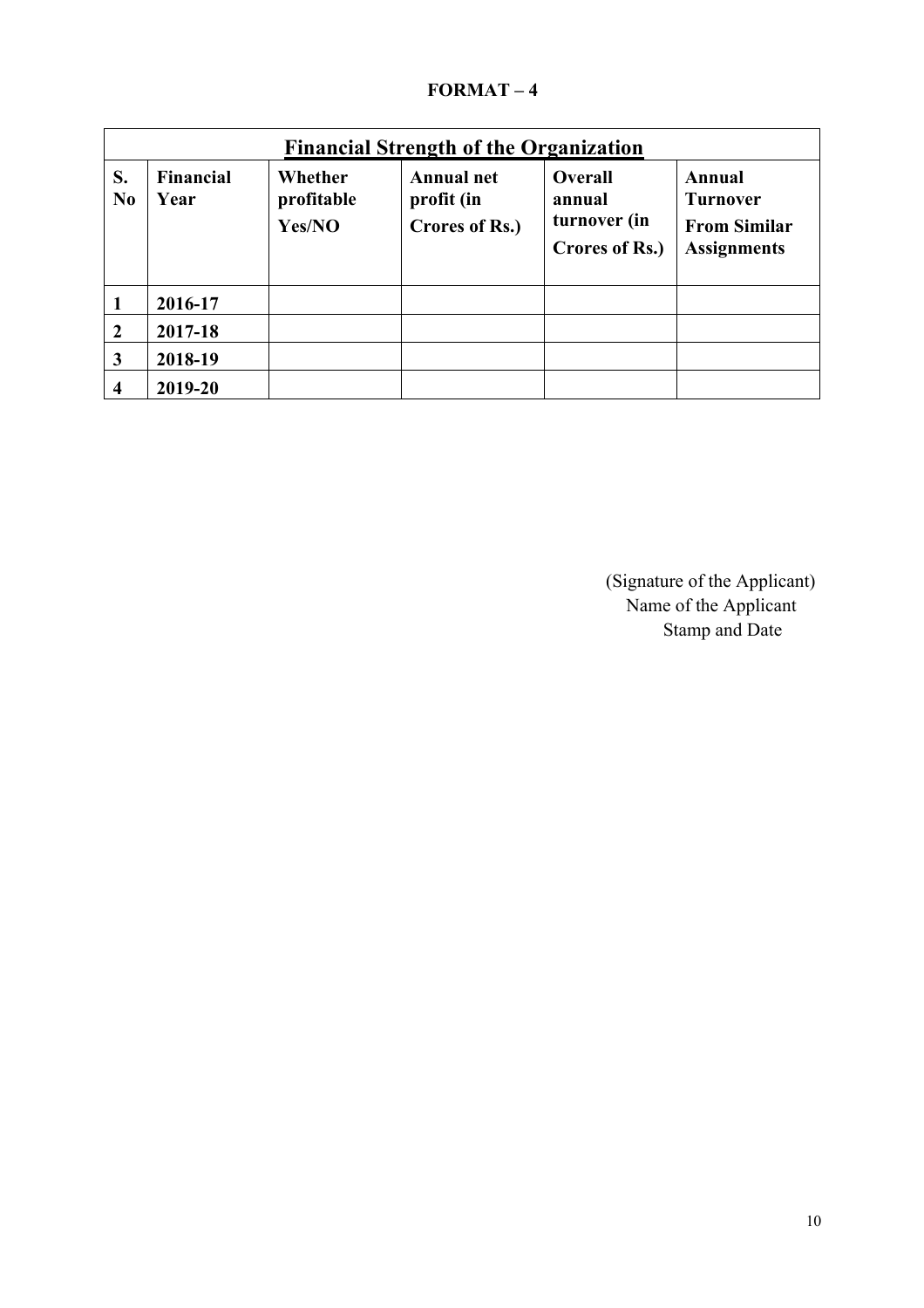**FORMAT – 4**

| Financial Strength of the Organization | | | | | |
|---|---|---|---|---|---|
| **S. No** | **Financial Year** | **Whether profitable Yes/NO** | **Annual net profit (in Crores of Rs.)** | **Overall annual turnover (in Crores of Rs.)** | **Annual Turnover From Similar Assignments** |
| **1** | **2016-17** | | | | |
| **2** | **2017-18** | | | | |
| **3** | **2018-19** | | | | |
| **4** | **2019-20** | | | | |

(Signature of the Applicant)
Name of the Applicant
Stamp and Date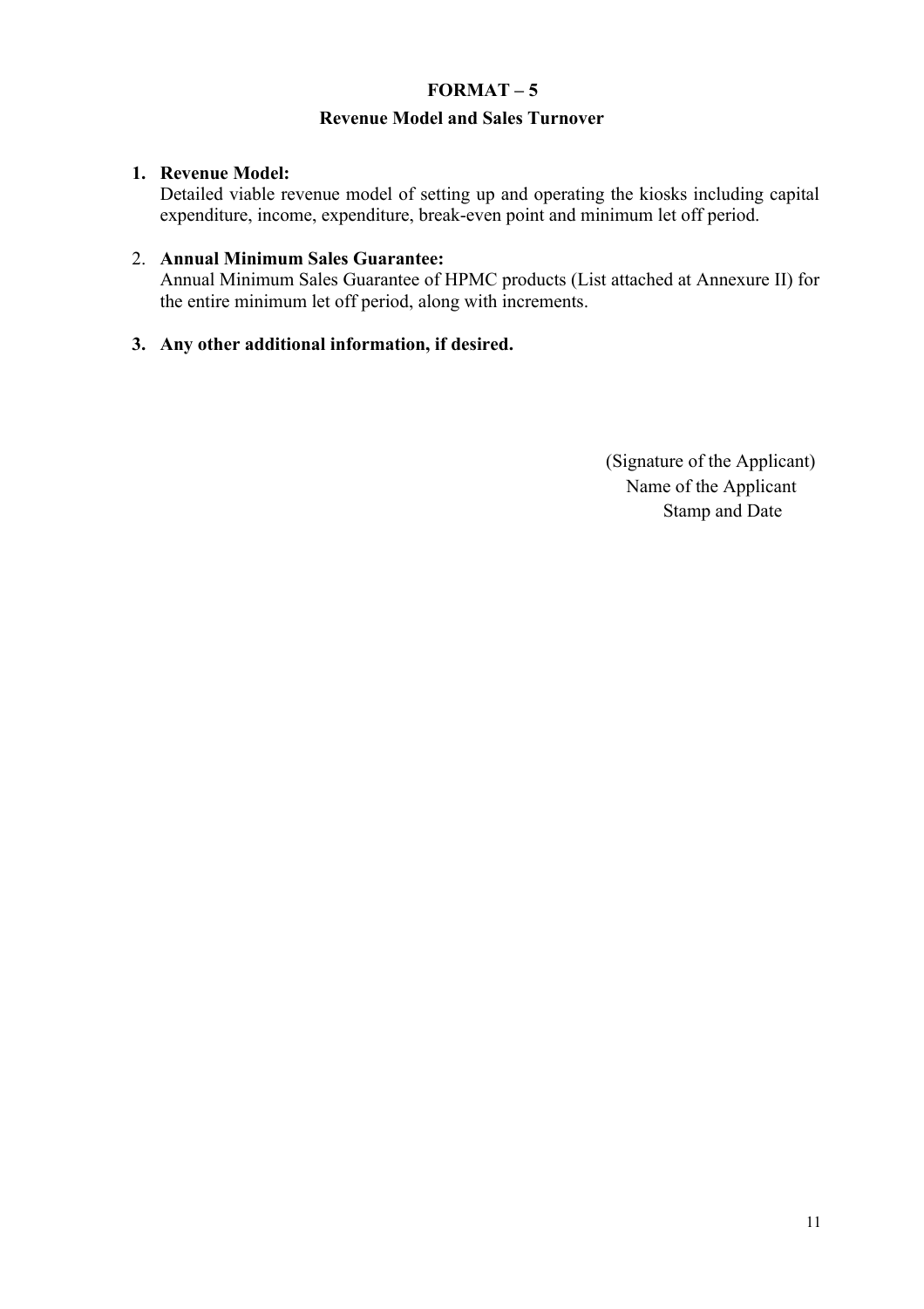# FORMAT – 5

## Revenue Model and Sales Turnover

1. **Revenue Model:**
   Detailed viable revenue model of setting up and operating the kiosks including capital expenditure, income, expenditure, break-even point and minimum let off period.

2. **Annual Minimum Sales Guarantee:**
   Annual Minimum Sales Guarantee of HPMC products (List attached at Annexure II) for the entire minimum let off period, along with increments.

3. **Any other additional information, if desired.**

(Signature of the Applicant)
Name of the Applicant
Stamp and Date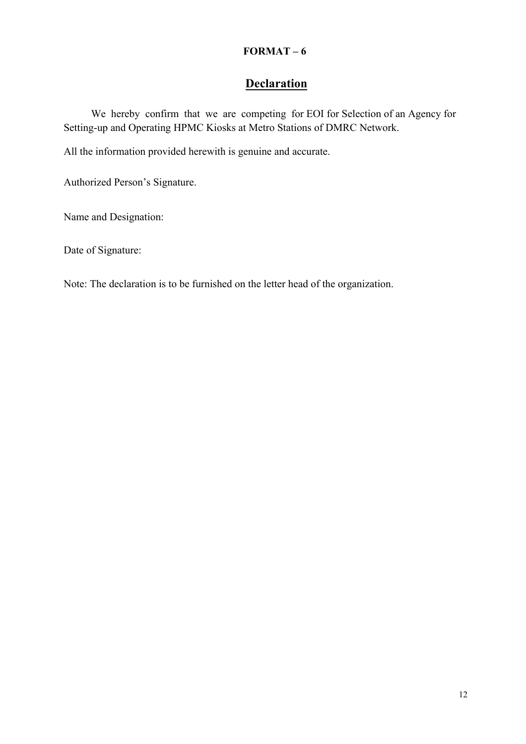**FORMAT – 6**

## Declaration

We hereby confirm that we are competing for EOI for Selection of an Agency for Setting-up and Operating HPMC Kiosks at Metro Stations of DMRC Network.

All the information provided herewith is genuine and accurate.

Authorized Person's Signature.

Name and Designation:

Date of Signature:

Note: The declaration is to be furnished on the letter head of the organization.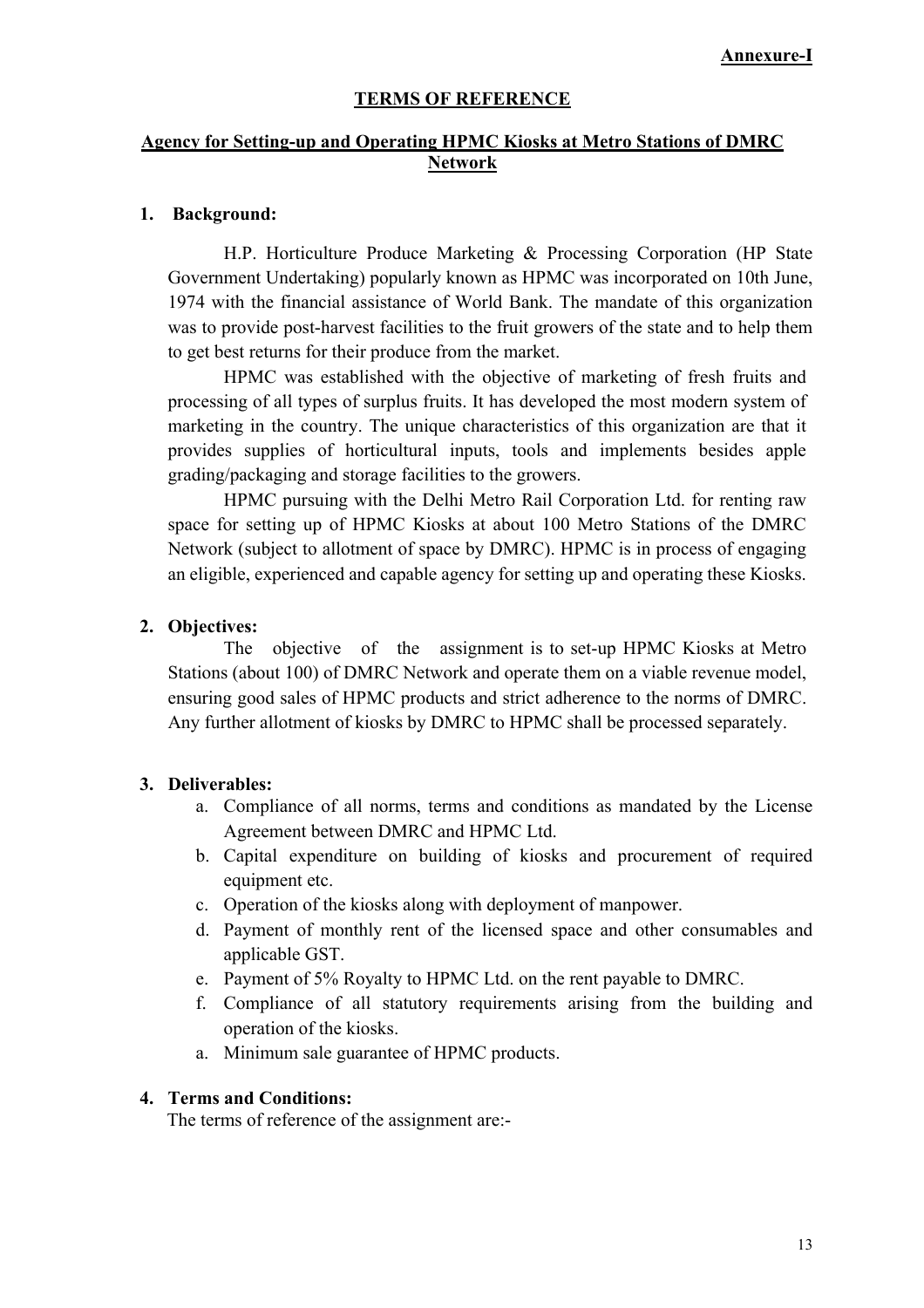**Annexure-I**

## TERMS OF REFERENCE

## Agency for Setting-up and Operating HPMC Kiosks at Metro Stations of DMRC Network

### 1. Background:

H.P. Horticulture Produce Marketing & Processing Corporation (HP State Government Undertaking) popularly known as HPMC was incorporated on 10th June, 1974 with the financial assistance of World Bank. The mandate of this organization was to provide post-harvest facilities to the fruit growers of the state and to help them to get best returns for their produce from the market.

HPMC was established with the objective of marketing of fresh fruits and processing of all types of surplus fruits. It has developed the most modern system of marketing in the country. The unique characteristics of this organization are that it provides supplies of horticultural inputs, tools and implements besides apple grading/packaging and storage facilities to the growers.

HPMC pursuing with the Delhi Metro Rail Corporation Ltd. for renting raw space for setting up of HPMC Kiosks at about 100 Metro Stations of the DMRC Network (subject to allotment of space by DMRC). HPMC is in process of engaging an eligible, experienced and capable agency for setting up and operating these Kiosks.

### 2. Objectives:

The objective of the assignment is to set-up HPMC Kiosks at Metro Stations (about 100) of DMRC Network and operate them on a viable revenue model, ensuring good sales of HPMC products and strict adherence to the norms of DMRC. Any further allotment of kiosks by DMRC to HPMC shall be processed separately.

### 3. Deliverables:

a. Compliance of all norms, terms and conditions as mandated by the License Agreement between DMRC and HPMC Ltd.

b. Capital expenditure on building of kiosks and procurement of required equipment etc.

c. Operation of the kiosks along with deployment of manpower.

d. Payment of monthly rent of the licensed space and other consumables and applicable GST.

e. Payment of 5% Royalty to HPMC Ltd. on the rent payable to DMRC.

f. Compliance of all statutory requirements arising from the building and operation of the kiosks.

a. Minimum sale guarantee of HPMC products.

### 4. Terms and Conditions:

The terms of reference of the assignment are:-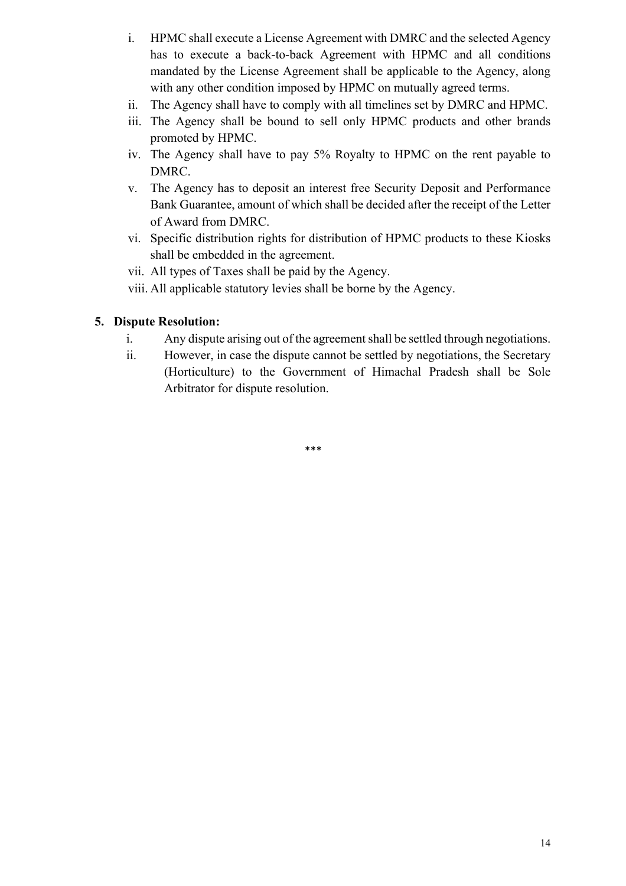i. HPMC shall execute a License Agreement with DMRC and the selected Agency has to execute a back-to-back Agreement with HPMC and all conditions mandated by the License Agreement shall be applicable to the Agency, along with any other condition imposed by HPMC on mutually agreed terms.
ii. The Agency shall have to comply with all timelines set by DMRC and HPMC.
iii. The Agency shall be bound to sell only HPMC products and other brands promoted by HPMC.
iv. The Agency shall have to pay 5% Royalty to HPMC on the rent payable to DMRC.
v. The Agency has to deposit an interest free Security Deposit and Performance Bank Guarantee, amount of which shall be decided after the receipt of the Letter of Award from DMRC.
vi. Specific distribution rights for distribution of HPMC products to these Kiosks shall be embedded in the agreement.
vii. All types of Taxes shall be paid by the Agency.
viii. All applicable statutory levies shall be borne by the Agency.

**5. Dispute Resolution:**

i. Any dispute arising out of the agreement shall be settled through negotiations.
ii. However, in case the dispute cannot be settled by negotiations, the Secretary (Horticulture) to the Government of Himachal Pradesh shall be Sole Arbitrator for dispute resolution.

***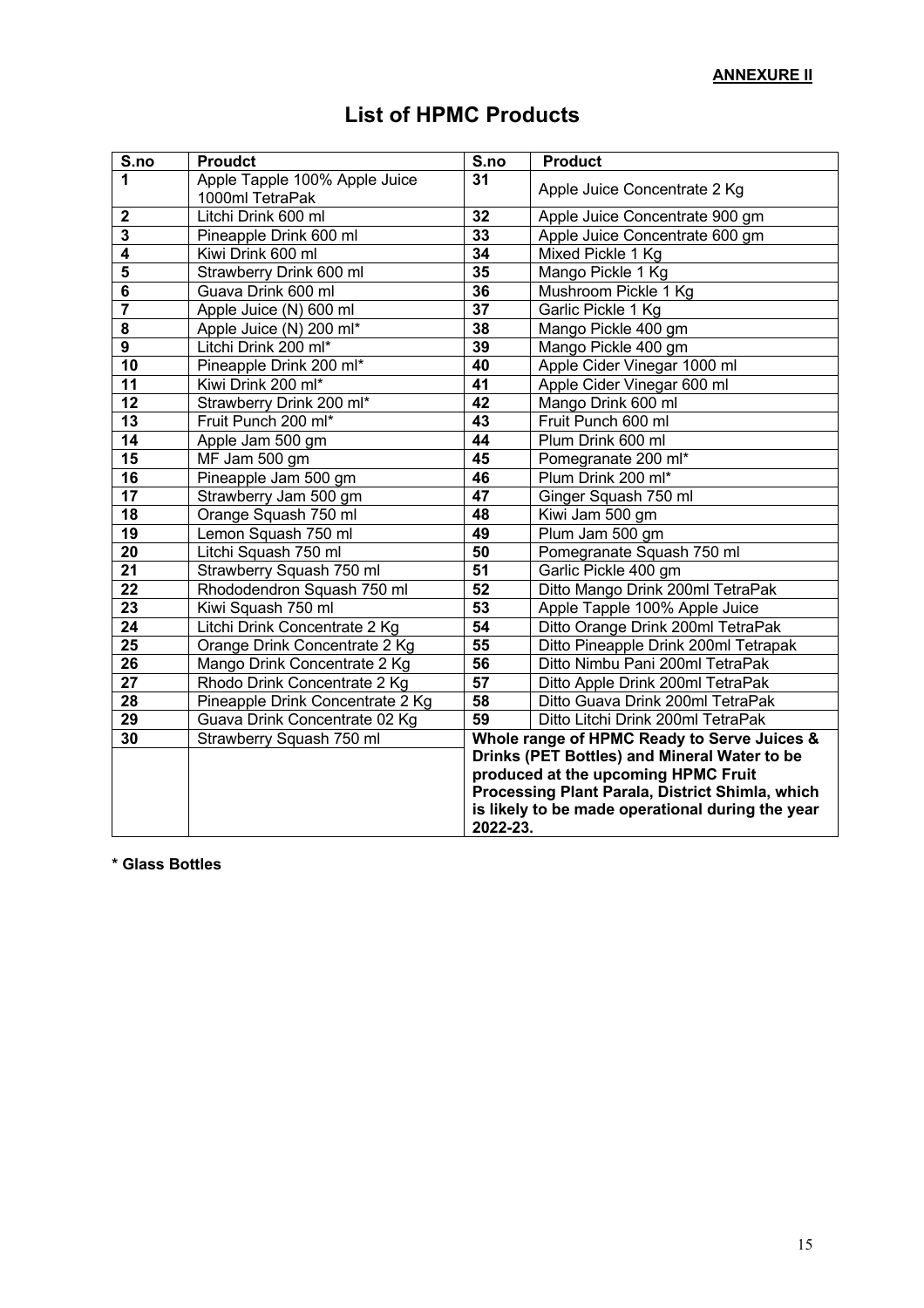**ANNEXURE II**

# List of HPMC Products

| S.no | Proudct | S.no | Product |
|---|---|---|---|
| 1 | Apple Tapple 100% Apple Juice 1000ml TetraPak | 31 | Apple Juice Concentrate 2 Kg |
| 2 | Litchi Drink 600 ml | 32 | Apple Juice Concentrate 900 gm |
| 3 | Pineapple Drink 600 ml | 33 | Apple Juice Concentrate 600 gm |
| 4 | Kiwi Drink 600 ml | 34 | Mixed Pickle 1 Kg |
| 5 | Strawberry Drink 600 ml | 35 | Mango Pickle 1 Kg |
| 6 | Guava Drink 600 ml | 36 | Mushroom Pickle 1 Kg |
| 7 | Apple Juice (N) 600 ml | 37 | Garlic Pickle 1 Kg |
| 8 | Apple Juice (N) 200 ml* | 38 | Mango Pickle 400 gm |
| 9 | Litchi Drink 200 ml* | 39 | Mango Pickle 400 gm |
| 10 | Pineapple Drink 200 ml* | 40 | Apple Cider Vinegar 1000 ml |
| 11 | Kiwi Drink 200 ml* | 41 | Apple Cider Vinegar 600 ml |
| 12 | Strawberry Drink 200 ml* | 42 | Mango Drink 600 ml |
| 13 | Fruit Punch 200 ml* | 43 | Fruit Punch 600 ml |
| 14 | Apple Jam 500 gm | 44 | Plum Drink 600 ml |
| 15 | MF Jam 500 gm | 45 | Pomegranate 200 ml* |
| 16 | Pineapple Jam 500 gm | 46 | Plum Drink 200 ml* |
| 17 | Strawberry Jam 500 gm | 47 | Ginger Squash 750 ml |
| 18 | Orange Squash 750 ml | 48 | Kiwi Jam 500 gm |
| 19 | Lemon Squash 750 ml | 49 | Plum Jam 500 gm |
| 20 | Litchi Squash 750 ml | 50 | Pomegranate Squash 750 ml |
| 21 | Strawberry Squash 750 ml | 51 | Garlic Pickle 400 gm |
| 22 | Rhododendron Squash 750 ml | 52 | Ditto Mango Drink 200ml TetraPak |
| 23 | Kiwi Squash 750 ml | 53 | Apple Tapple 100% Apple Juice |
| 24 | Litchi Drink Concentrate 2 Kg | 54 | Ditto Orange Drink 200ml TetraPak |
| 25 | Orange Drink Concentrate 2 Kg | 55 | Ditto Pineapple Drink 200ml Tetrapak |
| 26 | Mango Drink Concentrate 2 Kg | 56 | Ditto Nimbu Pani 200ml TetraPak |
| 27 | Rhodo Drink Concentrate 2 Kg | 57 | Ditto Apple Drink 200ml TetraPak |
| 28 | Pineapple Drink Concentrate 2 Kg | 58 | Ditto Guava Drink 200ml TetraPak |
| 29 | Guava Drink Concentrate 02 Kg | 59 | Ditto Litchi Drink 200ml TetraPak |
| 30 | Strawberry Squash 750 ml | **Whole range of HPMC Ready to Serve Juices & Drinks (PET Bottles) and Mineral Water to be produced at the upcoming HPMC Fruit Processing Plant Parala, District Shimla, which is likely to be made operational during the year 2022-23.** | |

**\* Glass Bottles**